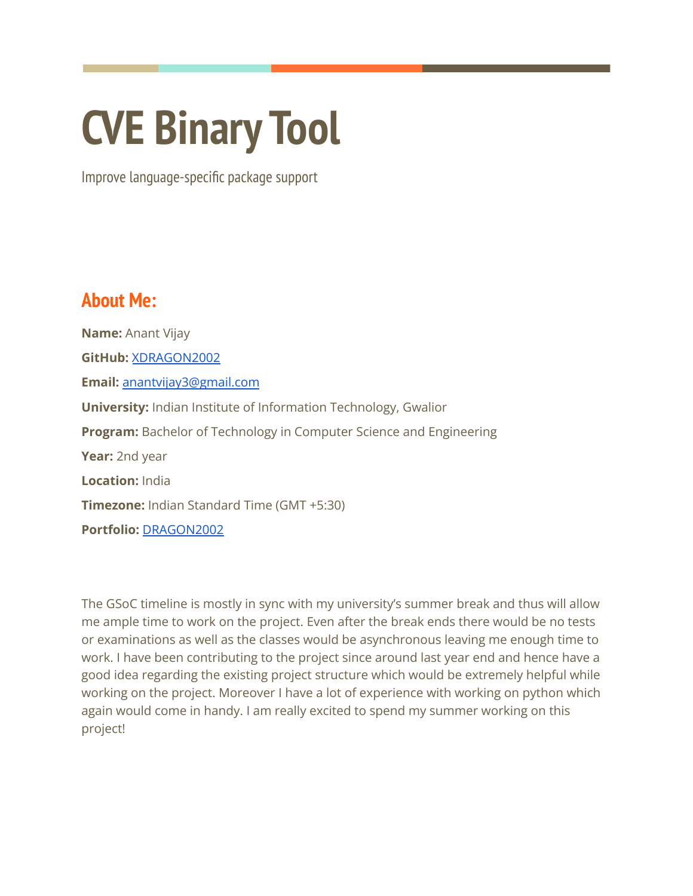# CVE Binary Tool

Improve language-specific package support

## About Me:

**Name:** Anant Vijay

**GitHub:** [XDRAGON2002]()

**Email:** [anantvijay3@gmail.com]()

**University:** Indian Institute of Information Technology, Gwalior

**Program:** Bachelor of Technology in Computer Science and Engineering

**Year:** 2nd year

**Location:** India

**Timezone:** Indian Standard Time (GMT +5:30)

**Portfolio:** [DRAGON2002]()

The GSoC timeline is mostly in sync with my university's summer break and thus will allow me ample time to work on the project. Even after the break ends there would be no tests or examinations as well as the classes would be asynchronous leaving me enough time to work. I have been contributing to the project since around last year end and hence have a good idea regarding the existing project structure which would be extremely helpful while working on the project. Moreover I have a lot of experience with working on python which again would come in handy. I am really excited to spend my summer working on this project!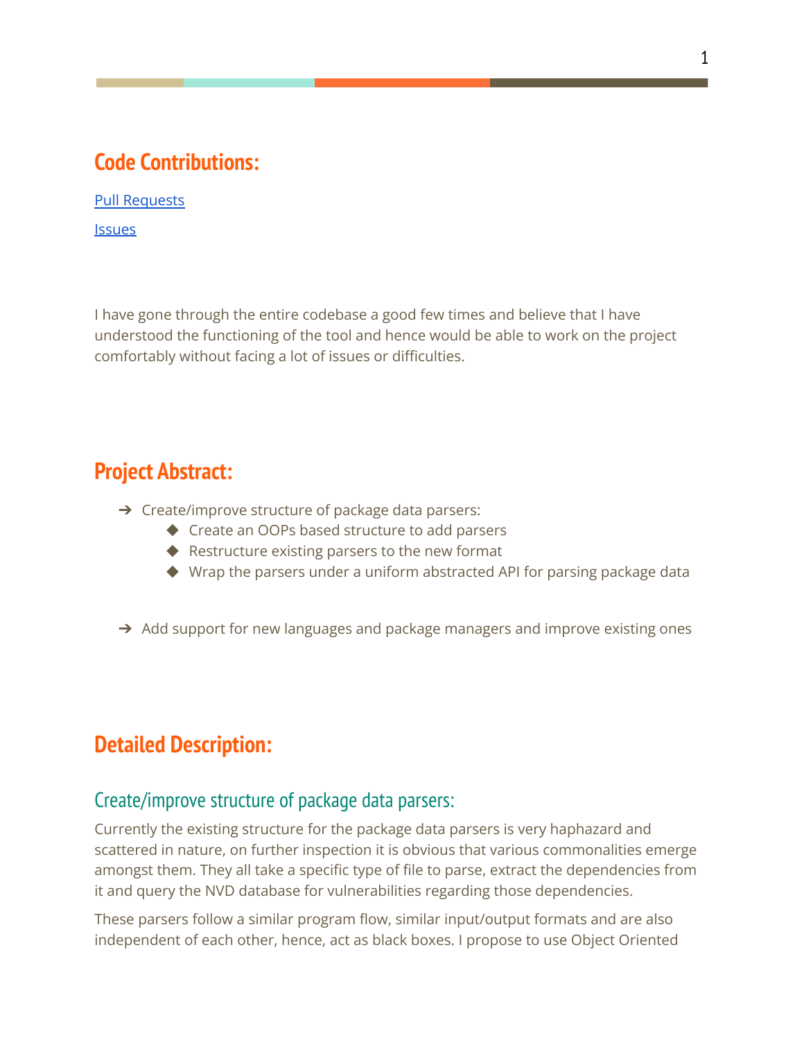## Code Contributions:

[Pull Requests]()

[Issues]()

I have gone through the entire codebase a good few times and believe that I have understood the functioning of the tool and hence would be able to work on the project comfortably without facing a lot of issues or difficulties.

## Project Abstract:

- Create/improve structure of package data parsers:
  - Create an OOPs based structure to add parsers
  - Restructure existing parsers to the new format
  - Wrap the parsers under a uniform abstracted API for parsing package data

- Add support for new languages and package managers and improve existing ones

## Detailed Description:

### Create/improve structure of package data parsers:

Currently the existing structure for the package data parsers is very haphazard and scattered in nature, on further inspection it is obvious that various commonalities emerge amongst them. They all take a specific type of file to parse, extract the dependencies from it and query the NVD database for vulnerabilities regarding those dependencies.

These parsers follow a similar program flow, similar input/output formats and are also independent of each other, hence, act as black boxes. I propose to use Object Oriented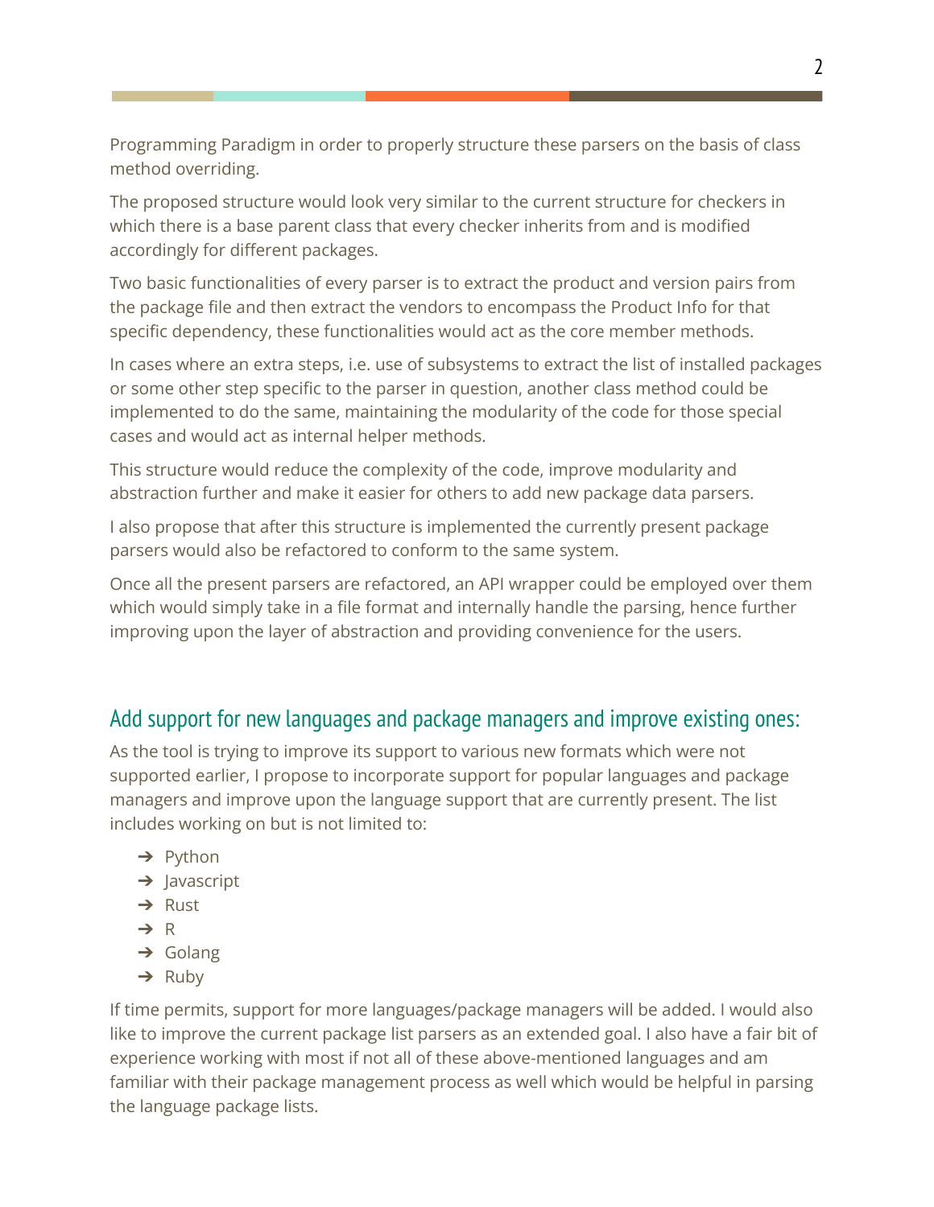Programming Paradigm in order to properly structure these parsers on the basis of class method overriding.

The proposed structure would look very similar to the current structure for checkers in which there is a base parent class that every checker inherits from and is modified accordingly for different packages.

Two basic functionalities of every parser is to extract the product and version pairs from the package file and then extract the vendors to encompass the Product Info for that specific dependency, these functionalities would act as the core member methods.

In cases where an extra steps, i.e. use of subsystems to extract the list of installed packages or some other step specific to the parser in question, another class method could be implemented to do the same, maintaining the modularity of the code for those special cases and would act as internal helper methods.

This structure would reduce the complexity of the code, improve modularity and abstraction further and make it easier for others to add new package data parsers.

I also propose that after this structure is implemented the currently present package parsers would also be refactored to conform to the same system.

Once all the present parsers are refactored, an API wrapper could be employed over them which would simply take in a file format and internally handle the parsing, hence further improving upon the layer of abstraction and providing convenience for the users.

## Add support for new languages and package managers and improve existing ones:

As the tool is trying to improve its support to various new formats which were not supported earlier, I propose to incorporate support for popular languages and package managers and improve upon the language support that are currently present. The list includes working on but is not limited to:

- Python
- Javascript
- Rust
- R
- Golang
- Ruby

If time permits, support for more languages/package managers will be added. I would also like to improve the current package list parsers as an extended goal. I also have a fair bit of experience working with most if not all of these above-mentioned languages and am familiar with their package management process as well which would be helpful in parsing the language package lists.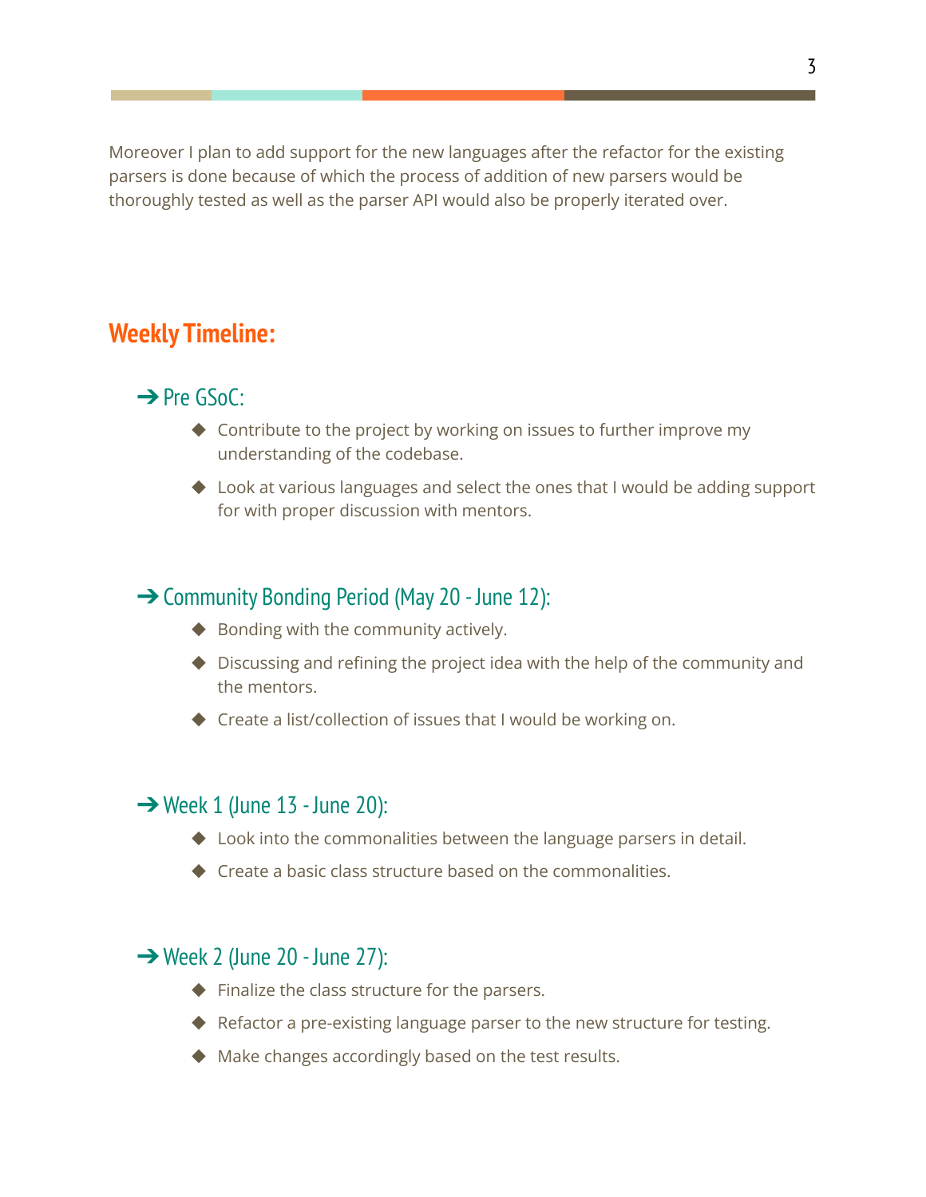Moreover I plan to add support for the new languages after the refactor for the existing parsers is done because of which the process of addition of new parsers would be thoroughly tested as well as the parser API would also be properly iterated over.

## Weekly Timeline:

### ➔ Pre GSoC:

- Contribute to the project by working on issues to further improve my understanding of the codebase.
- Look at various languages and select the ones that I would be adding support for with proper discussion with mentors.

### ➔ Community Bonding Period (May 20 - June 12):

- Bonding with the community actively.
- Discussing and refining the project idea with the help of the community and the mentors.
- Create a list/collection of issues that I would be working on.

### ➔ Week 1 (June 13 - June 20):

- Look into the commonalities between the language parsers in detail.
- Create a basic class structure based on the commonalities.

### ➔ Week 2 (June 20 - June 27):

- Finalize the class structure for the parsers.
- Refactor a pre-existing language parser to the new structure for testing.
- Make changes accordingly based on the test results.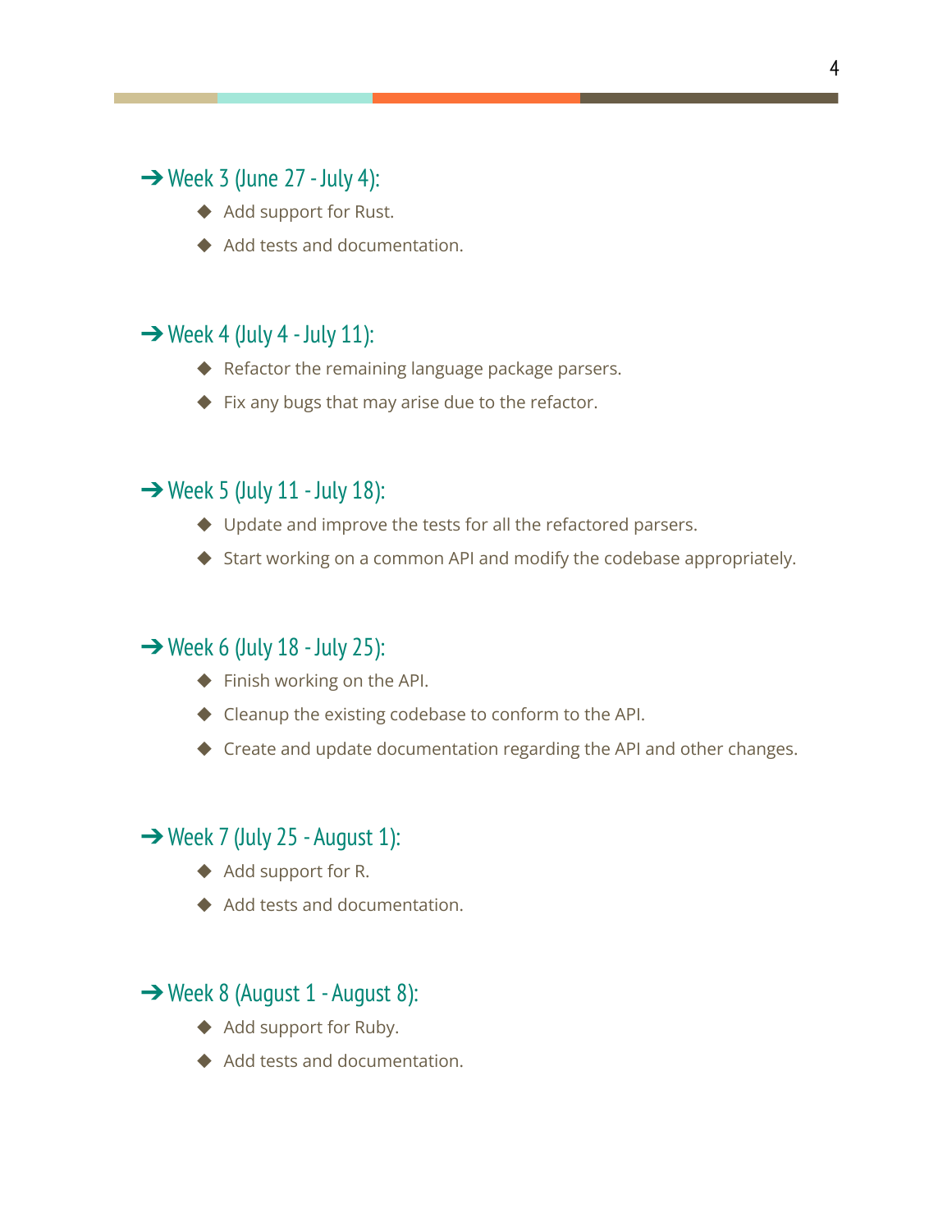- **Week 3 (June 27 - July 4):**
  - Add support for Rust.
  - Add tests and documentation.

- **Week 4 (July 4 - July 11):**
  - Refactor the remaining language package parsers.
  - Fix any bugs that may arise due to the refactor.

- **Week 5 (July 11 - July 18):**
  - Update and improve the tests for all the refactored parsers.
  - Start working on a common API and modify the codebase appropriately.

- **Week 6 (July 18 - July 25):**
  - Finish working on the API.
  - Cleanup the existing codebase to conform to the API.
  - Create and update documentation regarding the API and other changes.

- **Week 7 (July 25 - August 1):**
  - Add support for R.
  - Add tests and documentation.

- **Week 8 (August 1 - August 8):**
  - Add support for Ruby.
  - Add tests and documentation.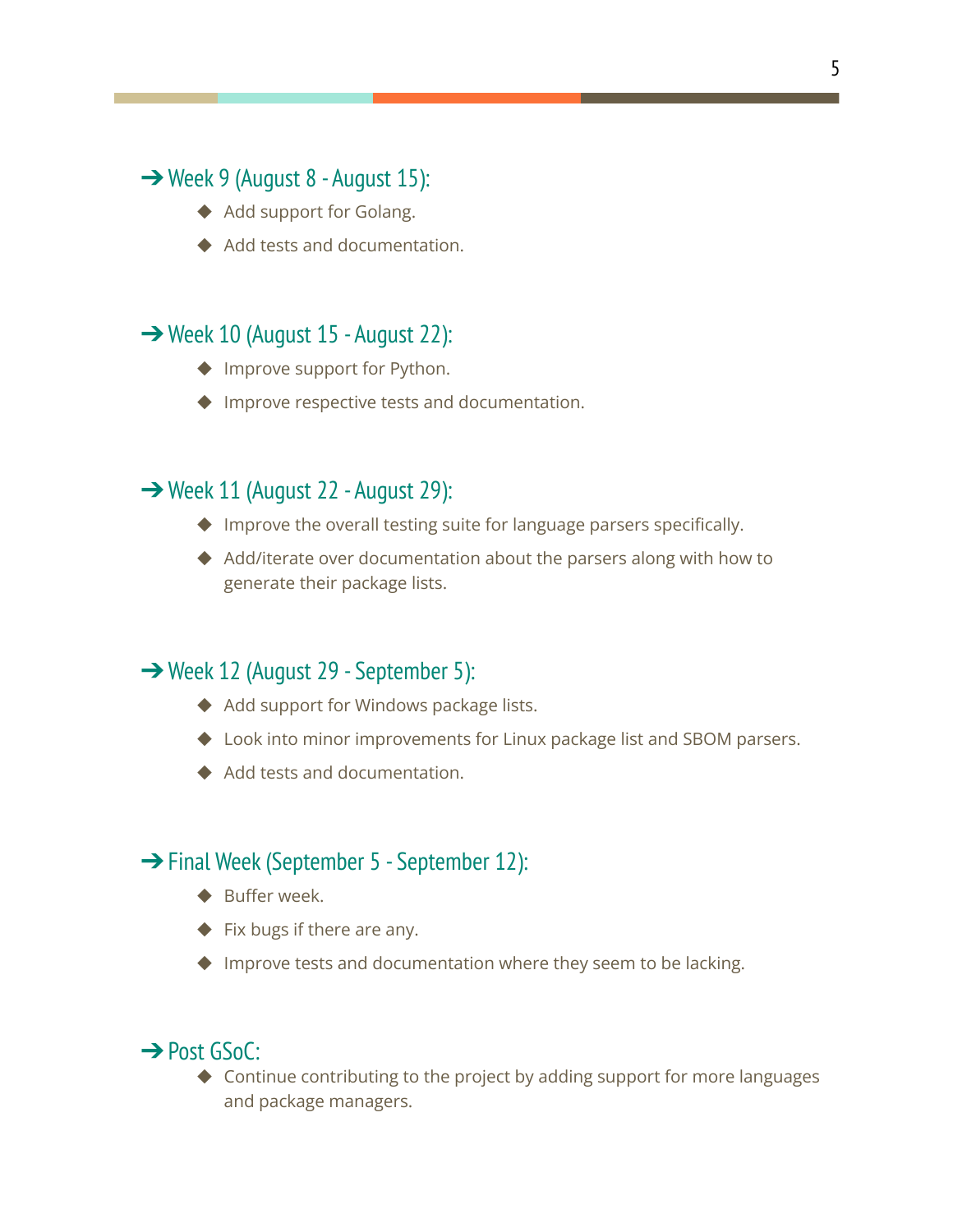### ➔ Week 9 (August 8 - August 15):

- Add support for Golang.
- Add tests and documentation.

### ➔ Week 10 (August 15 - August 22):

- Improve support for Python.
- Improve respective tests and documentation.

### ➔ Week 11 (August 22 - August 29):

- Improve the overall testing suite for language parsers specifically.
- Add/iterate over documentation about the parsers along with how to generate their package lists.

### ➔ Week 12 (August 29 - September 5):

- Add support for Windows package lists.
- Look into minor improvements for Linux package list and SBOM parsers.
- Add tests and documentation.

### ➔ Final Week (September 5 - September 12):

- Buffer week.
- Fix bugs if there are any.
- Improve tests and documentation where they seem to be lacking.

### ➔ Post GSoC:

- Continue contributing to the project by adding support for more languages and package managers.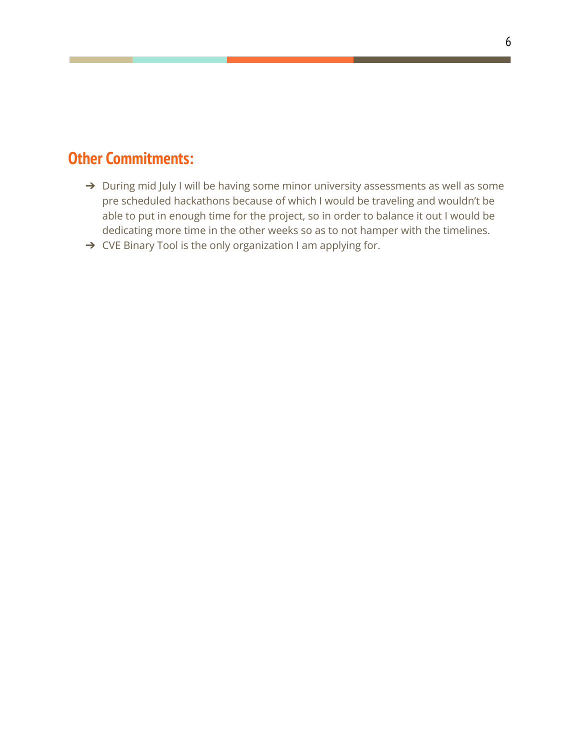## Other Commitments:

- During mid July I will be having some minor university assessments as well as some pre scheduled hackathons because of which I would be traveling and wouldn't be able to put in enough time for the project, so in order to balance it out I would be dedicating more time in the other weeks so as to not hamper with the timelines.
- CVE Binary Tool is the only organization I am applying for.